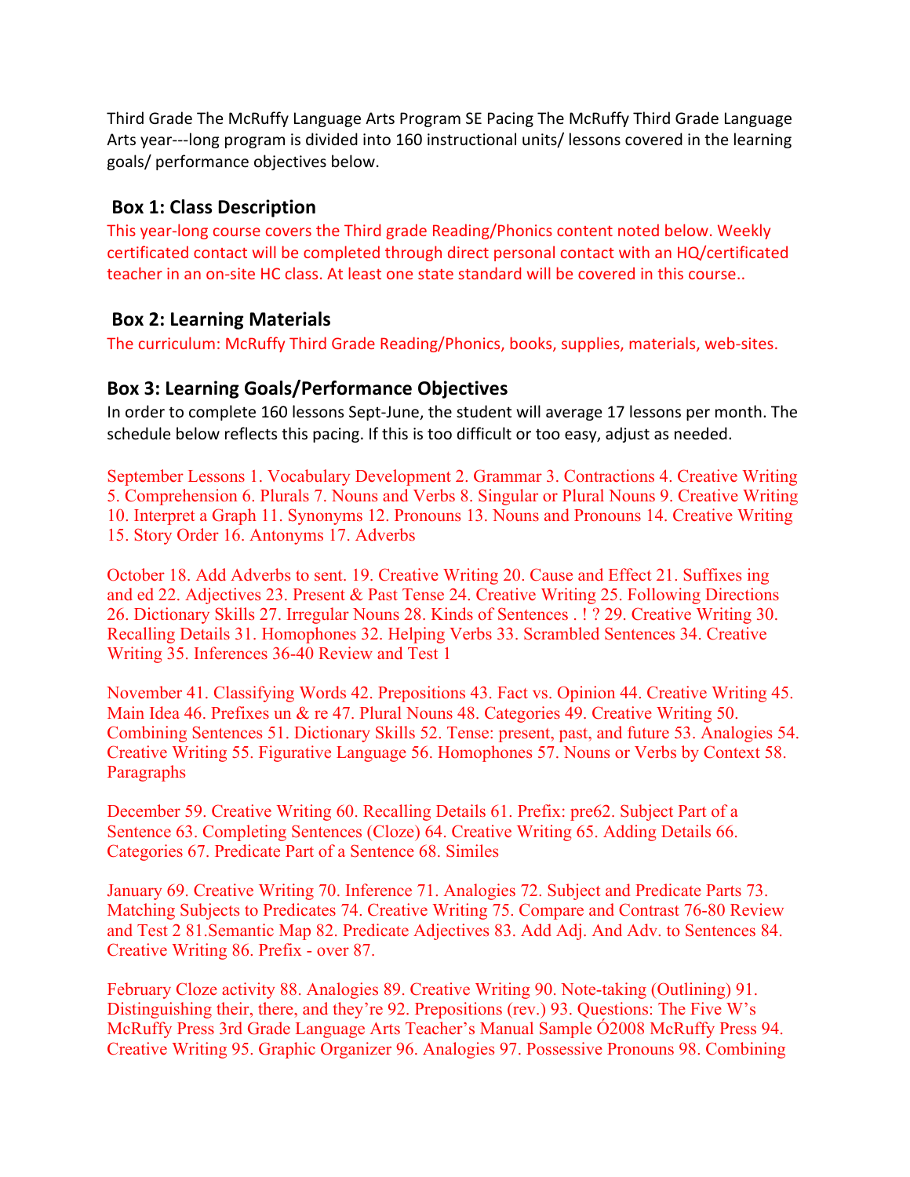Third Grade The McRuffy Language Arts Program SE Pacing The McRuffy Third Grade Language Arts year---long program is divided into 160 instructional units/ lessons covered in the learning goals/ performance objectives below.

## Box 1: Class Description

This year-long course covers the Third grade Reading/Phonics content noted below. Weekly certificated contact will be completed through direct personal contact with an HQ/certificated teacher in an on-site HC class. At least one state standard will be covered in this course..

## Box 2: Learning Materials

The curriculum: McRuffy Third Grade Reading/Phonics, books, supplies, materials, web-sites.

## Box 3: Learning Goals/Performance Objectives

In order to complete 160 lessons Sept-June, the student will average 17 lessons per month. The schedule below reflects this pacing. If this is too difficult or too easy, adjust as needed.

September Lessons 1. Vocabulary Development 2. Grammar 3. Contractions 4. Creative Writing 5. Comprehension 6. Plurals 7. Nouns and Verbs 8. Singular or Plural Nouns 9. Creative Writing 10. Interpret a Graph 11. Synonyms 12. Pronouns 13. Nouns and Pronouns 14. Creative Writing 15. Story Order 16. Antonyms 17. Adverbs

October 18. Add Adverbs to sent. 19. Creative Writing 20. Cause and Effect 21. Suffixes ing and ed 22. Adjectives 23. Present & Past Tense 24. Creative Writing 25. Following Directions 26. Dictionary Skills 27. Irregular Nouns 28. Kinds of Sentences . ! ? 29. Creative Writing 30. Recalling Details 31. Homophones 32. Helping Verbs 33. Scrambled Sentences 34. Creative Writing 35. Inferences 36-40 Review and Test 1

November 41. Classifying Words 42. Prepositions 43. Fact vs. Opinion 44. Creative Writing 45. Main Idea 46. Prefixes un & re 47. Plural Nouns 48. Categories 49. Creative Writing 50. Combining Sentences 51. Dictionary Skills 52. Tense: present, past, and future 53. Analogies 54. Creative Writing 55. Figurative Language 56. Homophones 57. Nouns or Verbs by Context 58. Paragraphs

December 59. Creative Writing 60. Recalling Details 61. Prefix: pre62. Subject Part of a Sentence 63. Completing Sentences (Cloze) 64. Creative Writing 65. Adding Details 66. Categories 67. Predicate Part of a Sentence 68. Similes

January 69. Creative Writing 70. Inference 71. Analogies 72. Subject and Predicate Parts 73. Matching Subjects to Predicates 74. Creative Writing 75. Compare and Contrast 76-80 Review and Test 2 81.Semantic Map 82. Predicate Adjectives 83. Add Adj. And Adv. to Sentences 84. Creative Writing 86. Prefix - over 87.

February Cloze activity 88. Analogies 89. Creative Writing 90. Note-taking (Outlining) 91. Distinguishing their, there, and they're 92. Prepositions (rev.) 93. Questions: The Five W's McRuffy Press 3rd Grade Language Arts Teacher's Manual Sample Ó2008 McRuffy Press 94. Creative Writing 95. Graphic Organizer 96. Analogies 97. Possessive Pronouns 98. Combining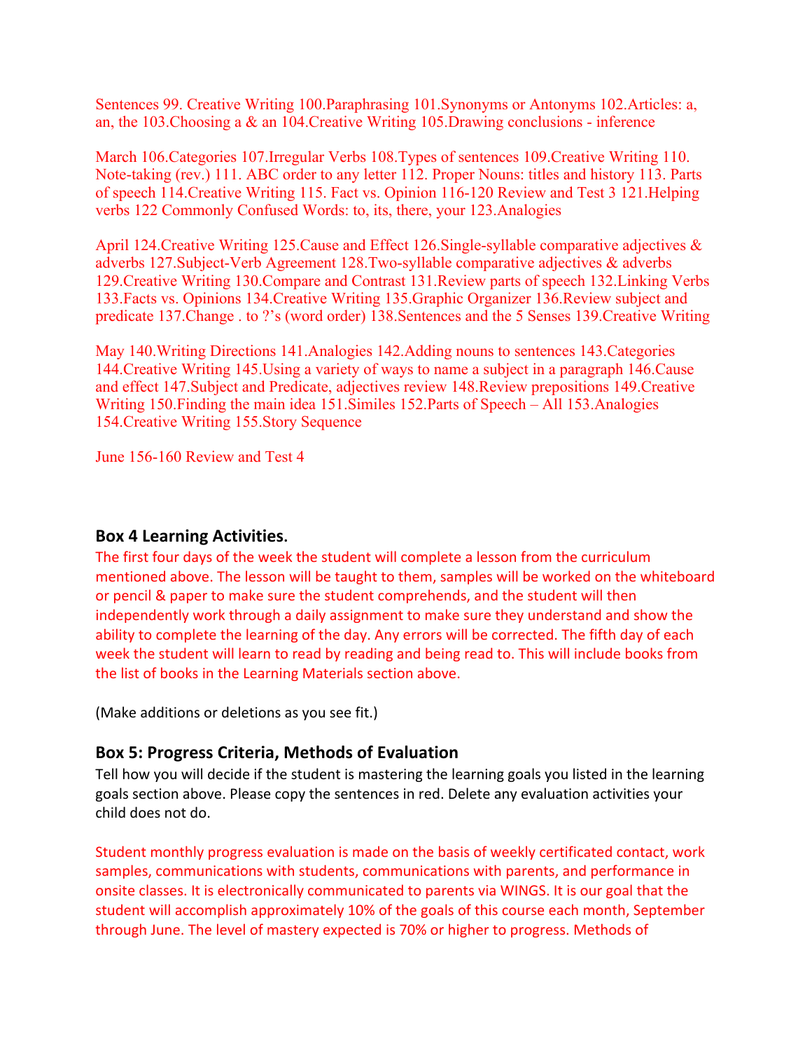Sentences 99. Creative Writing 100.Paraphrasing 101.Synonyms or Antonyms 102.Articles: a, an, the 103.Choosing a & an 104.Creative Writing 105.Drawing conclusions - inference

March 106.Categories 107.Irregular Verbs 108.Types of sentences 109.Creative Writing 110. Note-taking (rev.) 111. ABC order to any letter 112. Proper Nouns: titles and history 113. Parts of speech 114.Creative Writing 115. Fact vs. Opinion 116-120 Review and Test 3 121.Helping verbs 122 Commonly Confused Words: to, its, there, your 123.Analogies

April 124.Creative Writing 125.Cause and Effect 126.Single-syllable comparative adjectives & adverbs 127.Subject-Verb Agreement 128.Two-syllable comparative adjectives & adverbs 129.Creative Writing 130.Compare and Contrast 131.Review parts of speech 132.Linking Verbs 133.Facts vs. Opinions 134.Creative Writing 135.Graphic Organizer 136.Review subject and predicate 137.Change . to ?'s (word order) 138.Sentences and the 5 Senses 139.Creative Writing

May 140.Writing Directions 141.Analogies 142.Adding nouns to sentences 143.Categories 144.Creative Writing 145.Using a variety of ways to name a subject in a paragraph 146.Cause and effect 147.Subject and Predicate, adjectives review 148.Review prepositions 149.Creative Writing 150.Finding the main idea 151.Similes 152.Parts of Speech – All 153.Analogies 154.Creative Writing 155.Story Sequence

June 156-160 Review and Test 4

### Box 4 Learning Activities.

The first four days of the week the student will complete a lesson from the curriculum mentioned above. The lesson will be taught to them, samples will be worked on the whiteboard or pencil & paper to make sure the student comprehends, and the student will then independently work through a daily assignment to make sure they understand and show the ability to complete the learning of the day. Any errors will be corrected. The fifth day of each week the student will learn to read by reading and being read to. This will include books from the list of books in the Learning Materials section above.

(Make additions or deletions as you see fit.)

### Box 5: Progress Criteria, Methods of Evaluation

Tell how you will decide if the student is mastering the learning goals you listed in the learning goals section above. Please copy the sentences in red. Delete any evaluation activities your child does not do.

Student monthly progress evaluation is made on the basis of weekly certificated contact, work samples, communications with students, communications with parents, and performance in onsite classes. It is electronically communicated to parents via WINGS. It is our goal that the student will accomplish approximately 10% of the goals of this course each month, September through June. The level of mastery expected is 70% or higher to progress. Methods of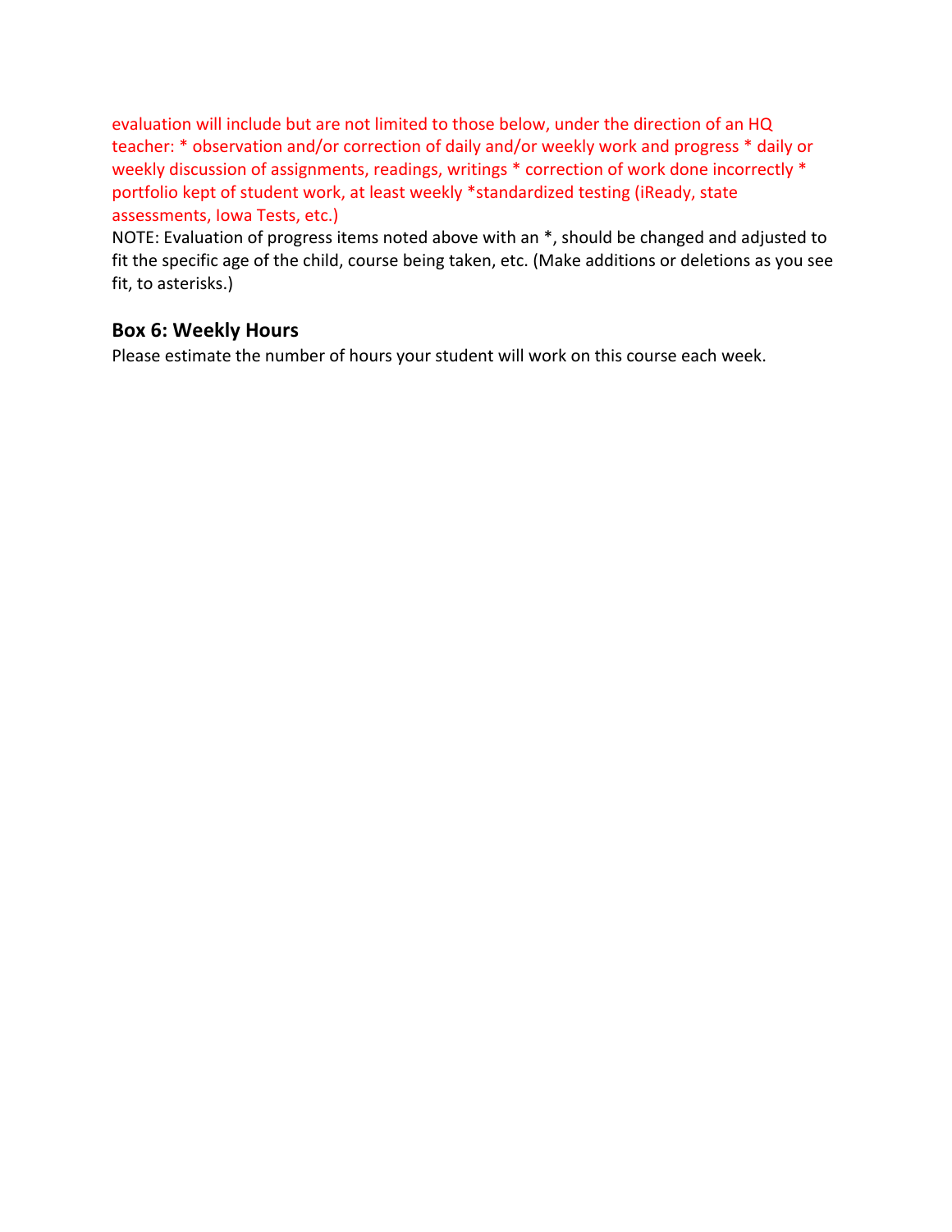evaluation will include but are not limited to those below, under the direction of an HQ teacher: * observation and/or correction of daily and/or weekly work and progress * daily or weekly discussion of assignments, readings, writings * correction of work done incorrectly * portfolio kept of student work, at least weekly *standardized testing (iReady, state assessments, Iowa Tests, etc.)

NOTE: Evaluation of progress items noted above with an *, should be changed and adjusted to fit the specific age of the child, course being taken, etc. (Make additions or deletions as you see fit, to asterisks.)

### Box 6: Weekly Hours

Please estimate the number of hours your student will work on this course each week.